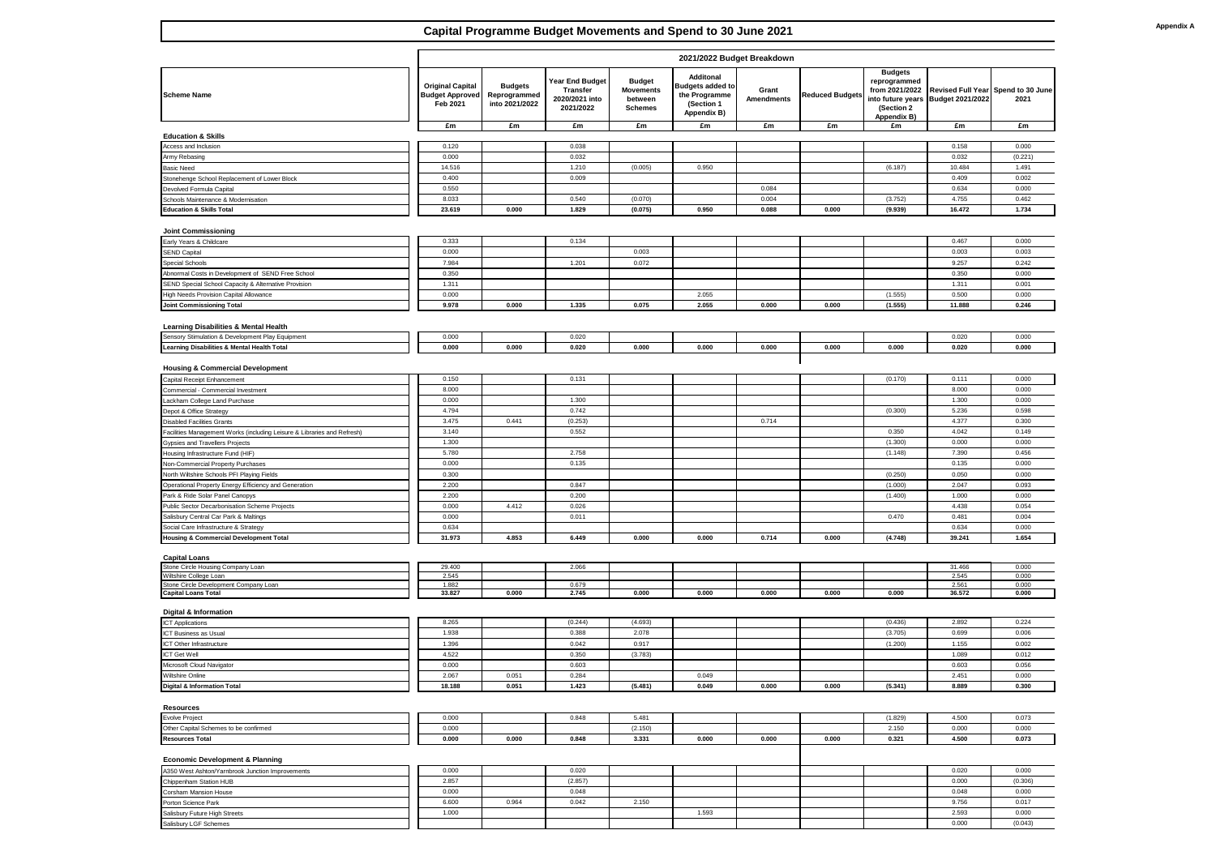# Capital Programme Budget Movements and Spend to 30 June 2021

Appendix A

| Scheme Name | Original Capital Budget Approved Feb 2021 | Budgets Reprogrammed into 2021/2022 | Year End Budget Transfer 2020/2021 into 2021/2022 | Budget Movements between Schemes | Additonal Budgets added to the Programme (Section 1 Appendix B) | Grant Amendments | Reduced Budgets | Budgets reprogrammed from 2021/2022 into future years (Section 2 Appendix B) | Revised Full Year Budget 2021/2022 | Spend to 30 June 2021 |
|---|---|---|---|---|---|---|---|---|---|---|
| | **2021/2022 Budget Breakdown** | | | | | | | | | |
| | £m | £m | £m | £m | £m | £m | £m | £m | £m | £m |
| **Education & Skills** | | | | | | | | | | |
| Access and Inclusion | 0.120 | | 0.038 | | | | | | 0.158 | 0.000 |
| Army Rebasing | 0.000 | | 0.032 | | | | | | 0.032 | (0.221) |
| Basic Need | 14.516 | | 1.210 | (0.005) | 0.950 | | | (6.187) | 10.484 | 1.491 |
| Stonehenge School Replacement of Lower Block | 0.400 | | 0.009 | | | | | | 0.409 | 0.002 |
| Devolved Formula Capital | 0.550 | | | | | 0.084 | | | 0.634 | 0.000 |
| Schools Maintenance & Modernisation | 8.033 | | 0.540 | (0.070) | | 0.004 | | (3.752) | 4.755 | 0.462 |
| **Education & Skills Total** | **23.619** | **0.000** | **1.829** | **(0.075)** | **0.950** | **0.088** | **0.000** | **(9.939)** | **16.472** | **1.734** |
| **Joint Commissioning** | | | | | | | | | | |
| Early Years & Childcare | 0.333 | | 0.134 | | | | | | 0.467 | 0.000 |
| SEND Capital | 0.000 | | | 0.003 | | | | | 0.003 | 0.003 |
| Special Schools | 7.984 | | 1.201 | 0.072 | | | | | 9.257 | 0.242 |
| Abnormal Costs in Development of SEND Free School | 0.350 | | | | | | | | 0.350 | 0.000 |
| SEND Special School Capacity & Alternative Provision | 1.311 | | | | | | | | 1.311 | 0.001 |
| High Needs Provision Capital Allowance | 0.000 | | | | 2.055 | | | (1.555) | 0.500 | 0.000 |
| **Joint Commissioning Total** | **9.978** | **0.000** | **1.335** | **0.075** | **2.055** | **0.000** | **0.000** | **(1.555)** | **11.888** | **0.246** |
| **Learning Disabilities & Mental Health** | | | | | | | | | | |
| Sensory Stimulation & Development Play Equipment | 0.000 | | 0.020 | | | | | | 0.020 | 0.000 |
| **Learning Disabilities & Mental Health Total** | **0.000** | **0.000** | **0.020** | **0.000** | **0.000** | **0.000** | **0.000** | **0.000** | **0.020** | **0.000** |
| **Housing & Commercial Development** | | | | | | | | | | |
| Capital Receipt Enhancement | 0.150 | | 0.131 | | | | | (0.170) | 0.111 | 0.000 |
| Commercial - Commercial Investment | 8.000 | | | | | | | | 8.000 | 0.000 |
| Lackham College Land Purchase | 0.000 | | 1.300 | | | | | | 1.300 | 0.000 |
| Depot & Office Strategy | 4.794 | | 0.742 | | | | | (0.300) | 5.236 | 0.598 |
| Disabled Facilities Grants | 3.475 | 0.441 | (0.253) | | | 0.714 | | | 4.377 | 0.300 |
| Facilities Management Works (including Leisure & Libraries and Refresh) | 3.140 | | 0.552 | | | | | 0.350 | 4.042 | 0.149 |
| Gypsies and Travellers Projects | 1.300 | | | | | | | (1.300) | 0.000 | 0.000 |
| Housing Infrastructure Fund (HIF) | 5.780 | | 2.758 | | | | | (1.148) | 7.390 | 0.456 |
| Non-Commercial Property Purchases | 0.000 | | 0.135 | | | | | | 0.135 | 0.000 |
| North Wiltshire Schools PFI Playing Fields | 0.300 | | | | | | | (0.250) | 0.050 | 0.000 |
| Operational Property Energy Efficiency and Generation | 2.200 | | 0.847 | | | | | (1.000) | 2.047 | 0.093 |
| Park & Ride Solar Panel Canopys | 2.200 | | 0.200 | | | | | (1.400) | 1.000 | 0.000 |
| Public Sector Decarbonisation Scheme Projects | 0.000 | 4.412 | 0.026 | | | | | | 4.438 | 0.054 |
| Salisbury Central Car Park & Maltings | 0.000 | | 0.011 | | | | | 0.470 | 0.481 | 0.004 |
| Social Care Infrastructure & Strategy | 0.634 | | | | | | | | 0.634 | 0.000 |
| **Housing & Commercial Development Total** | **31.973** | **4.853** | **6.449** | **0.000** | **0.000** | **0.714** | **0.000** | **(4.748)** | **39.241** | **1.654** |
| **Capital Loans** | | | | | | | | | | |
| Stone Circle Housing Company Loan | 29.400 | | 2.066 | | | | | | 31.466 | 0.000 |
| Wiltshire College Loan | 2.545 | | | | | | | | 2.545 | 0.000 |
| Stone Circle Development Company Loan | 1.882 | | 0.679 | | | | | | 2.561 | 0.000 |
| **Capital Loans Total** | **33.827** | **0.000** | **2.745** | **0.000** | **0.000** | **0.000** | **0.000** | **0.000** | **36.572** | **0.000** |
| **Digital & Information** | | | | | | | | | | |
| ICT Applications | 8.265 | | (0.244) | (4.693) | | | | (0.436) | 2.892 | 0.224 |
| ICT Business as Usual | 1.938 | | 0.388 | 2.078 | | | | (3.705) | 0.699 | 0.006 |
| ICT Other Infrastructure | 1.396 | | 0.042 | 0.917 | | | | (1.200) | 1.155 | 0.002 |
| ICT Get Well | 4.522 | | 0.350 | (3.783) | | | | | 1.089 | 0.012 |
| Microsoft Cloud Navigator | 0.000 | | 0.603 | | | | | | 0.603 | 0.056 |
| Wiltshire Online | 2.067 | 0.051 | 0.284 | | 0.049 | | | | 2.451 | 0.000 |
| **Digital & Information Total** | **18.188** | **0.051** | **1.423** | **(5.481)** | **0.049** | **0.000** | **0.000** | **(5.341)** | **8.889** | **0.300** |
| **Resources** | | | | | | | | | | |
| Evolve Project | 0.000 | | 0.848 | 5.481 | | | | (1.829) | 4.500 | 0.073 |
| Other Capital Schemes to be confirmed | 0.000 | | | (2.150) | | | | 2.150 | 0.000 | 0.000 |
| **Resources Total** | **0.000** | **0.000** | **0.848** | **3.331** | **0.000** | **0.000** | **0.000** | **0.321** | **4.500** | **0.073** |
| **Economic Development & Planning** | | | | | | | | | | |
| A350 West Ashton/Yarnbrook Junction Improvements | 0.000 | | 0.020 | | | | | | 0.020 | 0.000 |
| Chippenham Station HUB | 2.857 | | (2.857) | | | | | | 0.000 | (0.306) |
| Corsham Mansion House | 0.000 | | 0.048 | | | | | | 0.048 | 0.000 |
| Porton Science Park | 6.600 | 0.964 | 0.042 | 2.150 | | | | | 9.756 | 0.017 |
| Salisbury Future High Streets | 1.000 | | | | 1.593 | | | | 2.593 | 0.000 |
| Salisbury LGF Schemes | | | | | | | | | 0.000 | (0.043) |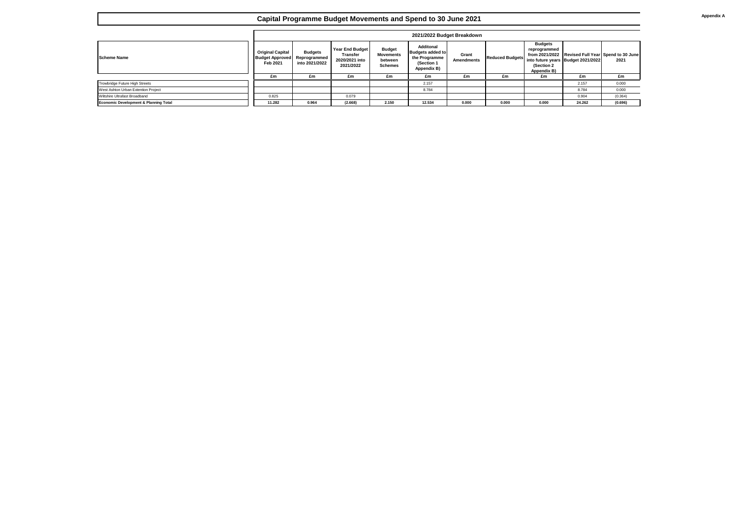# Capital Programme Budget Movements and Spend to 30 June 2021

Appendix A

| Scheme Name | 2021/2022 Budget Breakdown | | | | | | | | | |
|---|---|---|---|---|---|---|---|---|---|---|
| | Original Capital Budget Approved Feb 2021 | Budgets Reprogrammed into 2021/2022 | Year End Budget Transfer 2020/2021 into 2021/2022 | Budget Movements between Schemes | Additonal Budgets added to the Programme (Section 1 Appendix B) | Grant Amendments | Reduced Budgets | Budgets reprogrammed from 2021/2022 into future years (Section 2 Appendix B) | Revised Full Year Budget 2021/2022 | Spend to 30 June 2021 |
| | £m | £m | £m | £m | £m | £m | £m | £m | £m | £m |
| Trowbridge Future High Streets | | | | | 2.157 | | | | 2.157 | 0.000 |
| West Ashton Urban Extention Project | | | | | 8.784 | | | | 8.784 | 0.000 |
| Wiltshire Ultrafast Broadband | 0.825 | | 0.079 | | | | | | 0.904 | (0.364) |
| **Economic Development & Planning Total** | **11.282** | **0.964** | **(2.668)** | **2.150** | **12.534** | **0.000** | **0.000** | **0.000** | **24.262** | **(0.696)** |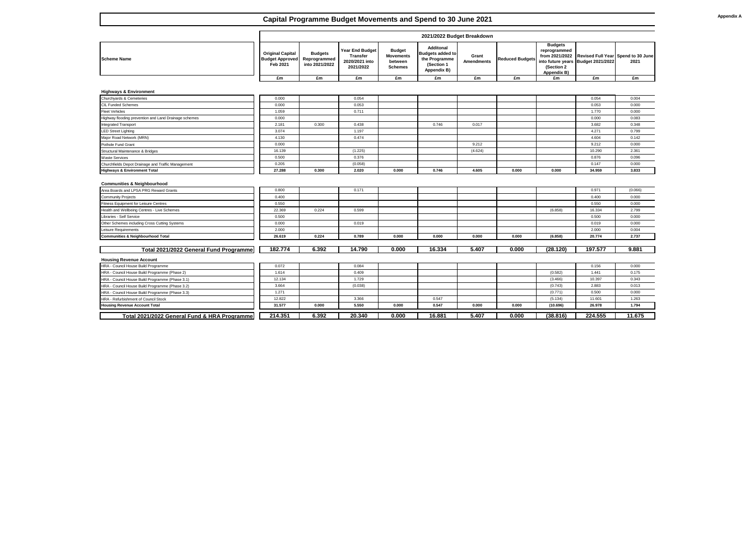Appendix A

# Capital Programme Budget Movements and Spend to 30 June 2021

| Scheme Name | 2021/2022 Budget Breakdown | | | | | | | | | |
|---|---|---|---|---|---|---|---|---|---|---|
| | Original Capital Budget Approved Feb 2021 | Budgets Reprogrammed into 2021/2022 | Year End Budget Transfer 2020/2021 into 2021/2022 | Budget Movements between Schemes | Additonal Budgets added to the Programme (Section 1 Appendix B) | Grant Amendments | Reduced Budgets | Budgets reprogrammed from 2021/2022 into future years (Section 2 Appendix B) | Revised Full Year Budget 2021/2022 | Spend to 30 June 2021 |
| | £m | £m | £m | £m | £m | £m | £m | £m | £m | £m |
| **Highways & Environment** | | | | | | | | | | |
| Churchyards & Cemeteries | 0.000 | | 0.054 | | | | | | 0.054 | 0.004 |
| CIL Funded Schemes | 0.000 | | 0.053 | | | | | | 0.053 | 0.000 |
| Fleet Vehicles | 1.059 | | 0.711 | | | | | | 1.770 | 0.000 |
| Highway flooding prevention and Land Drainage schemes | 0.000 | | | | | | | | 0.000 | 0.083 |
| Integrated Transport | 2.181 | 0.300 | 0.438 | | 0.746 | 0.017 | | | 3.682 | 0.348 |
| LED Street Lighting | 3.074 | | 1.197 | | | | | | 4.271 | 0.799 |
| Major Road Network (MRN) | 4.130 | | 0.474 | | | | | | 4.604 | 0.142 |
| Pothole Fund Grant | 0.000 | | | | | 9.212 | | | 9.212 | 0.000 |
| Structural Maintenance & Bridges | 16.139 | | (1.225) | | | (4.624) | | | 10.290 | 2.361 |
| Waste Services | 0.500 | | 0.376 | | | | | | 0.876 | 0.096 |
| Churchfields Depot Drainage and Traffic Management | 0.205 | | (0.058) | | | | | | 0.147 | 0.000 |
| **Highways & Environment Total** | **27.288** | **0.300** | **2.020** | **0.000** | **0.746** | **4.605** | **0.000** | **0.000** | **34.959** | **3.833** |
| **Communities & Neighbourhood** | | | | | | | | | | |
| Area Boards and LPSA PRG Reward Grants | 0.800 | | 0.171 | | | | | | 0.971 | (0.066) |
| Community Projects | 0.400 | | | | | | | | 0.400 | 0.000 |
| Fitness Equipment for Leisure Centres | 0.550 | | | | | | | | 0.550 | 0.000 |
| Health and Wellbeing Centres - Live Schemes | 22.369 | 0.224 | 0.599 | | | | | (6.858) | 16.334 | 2.799 |
| Libraries - Self Service | 0.500 | | | | | | | | 0.500 | 0.000 |
| Other Schemes including Cross Cutting Systems | 0.000 | | 0.019 | | | | | | 0.019 | 0.000 |
| Leisure Requirements | 2.000 | | | | | | | | 2.000 | 0.004 |
| **Communities & Neighbourhood Total** | **26.619** | **0.224** | **0.789** | **0.000** | **0.000** | **0.000** | **0.000** | **(6.858)** | **20.774** | **2.737** |
| **Total 2021/2022 General Fund Programme** | **182.774** | **6.392** | **14.790** | **0.000** | **16.334** | **5.407** | **0.000** | **(28.120)** | **197.577** | **9.881** |
| **Housing Revenue Account** | | | | | | | | | | |
| HRA - Council House Build Programme | 0.072 | | 0.084 | | | | | | 0.156 | 0.000 |
| HRA - Council House Build Programme (Phase 2) | 1.614 | | 0.409 | | | | | (0.582) | 1.441 | 0.175 |
| HRA - Council House Build Programme (Phase 3.1) | 12.134 | | 1.729 | | | | | (3.466) | 10.397 | 0.343 |
| HRA - Council House Build Programme (Phase 3.2) | 3.664 | | (0.038) | | | | | (0.743) | 2.883 | 0.013 |
| HRA - Council House Build Programme (Phase 3.3) | 1.271 | | | | | | | (0.771) | 0.500 | 0.000 |
| HRA - Refurbishment of Council Stock | 12.822 | | 3.366 | | 0.547 | | | (5.134) | 11.601 | 1.263 |
| **Housing Revenue Account Total** | **31.577** | **0.000** | **5.550** | **0.000** | **0.547** | **0.000** | **0.000** | **(10.696)** | **26.978** | **1.794** |
| **Total 2021/2022 General Fund & HRA Programme** | **214.351** | **6.392** | **20.340** | **0.000** | **16.881** | **5.407** | **0.000** | **(38.816)** | **224.555** | **11.675** |